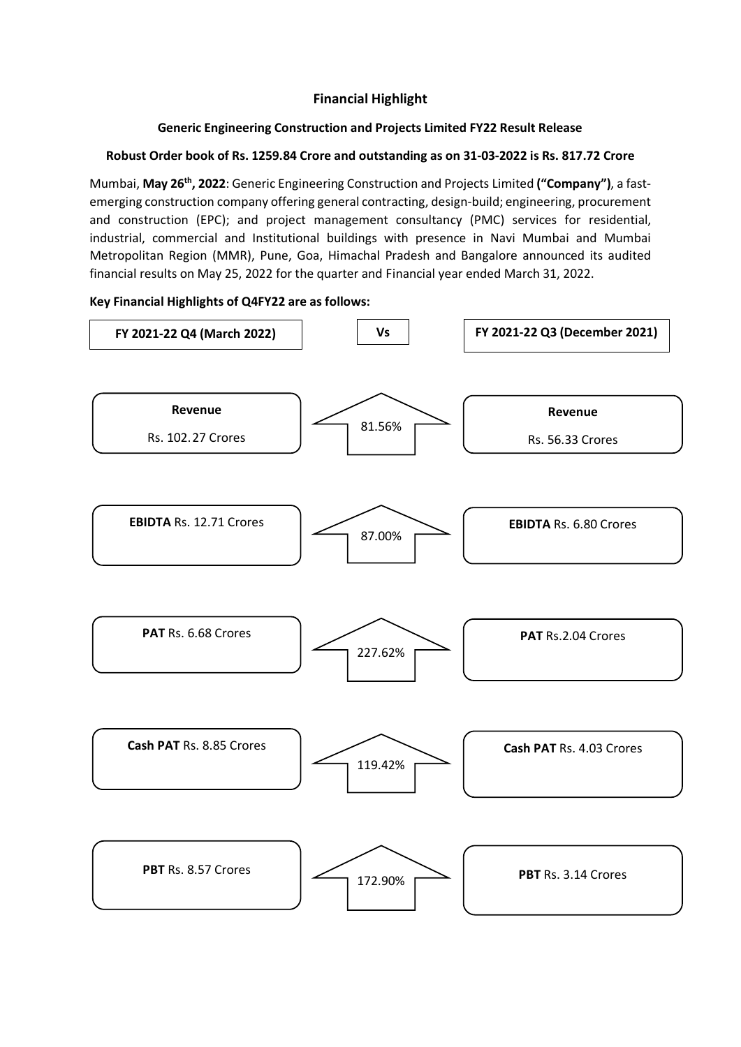# Financial Highlight

## Generic Engineering Construction and Projects Limited FY22 Result Release

### Robust Order book of Rs. 1259.84 Crore and outstanding as on 31-03-2022 is Rs. 817.72 Crore

Mumbai, **May 26th, 2022**: Generic Engineering Construction and Projects Limited **("Company")**, a fast-emerging construction company offering general contracting, design-build; engineering, procurement and construction (EPC); and project management consultancy (PMC) services for residential, industrial, commercial and Institutional buildings with presence in Navi Mumbai and Mumbai Metropolitan Region (MMR), Pune, Goa, Himachal Pradesh and Bangalore announced its audited financial results on May 25, 2022 for the quarter and Financial year ended March 31, 2022.

**Key Financial Highlights of Q4FY22 are as follows:**

| FY 2021-22 Q4 (March 2022) | Vs | FY 2021-22 Q3 (December 2021) |
|---|---|---|
| **Revenue** Rs. 102.27 Crores | 81.56% | **Revenue** Rs. 56.33 Crores |
| **EBIDTA** Rs. 12.71 Crores | 87.00% | **EBIDTA** Rs. 6.80 Crores |
| **PAT** Rs. 6.68 Crores | 227.62% | **PAT** Rs.2.04 Crores |
| **Cash PAT** Rs. 8.85 Crores | 119.42% | **Cash PAT** Rs. 4.03 Crores |
| **PBT** Rs. 8.57 Crores | 172.90% | **PBT** Rs. 3.14 Crores |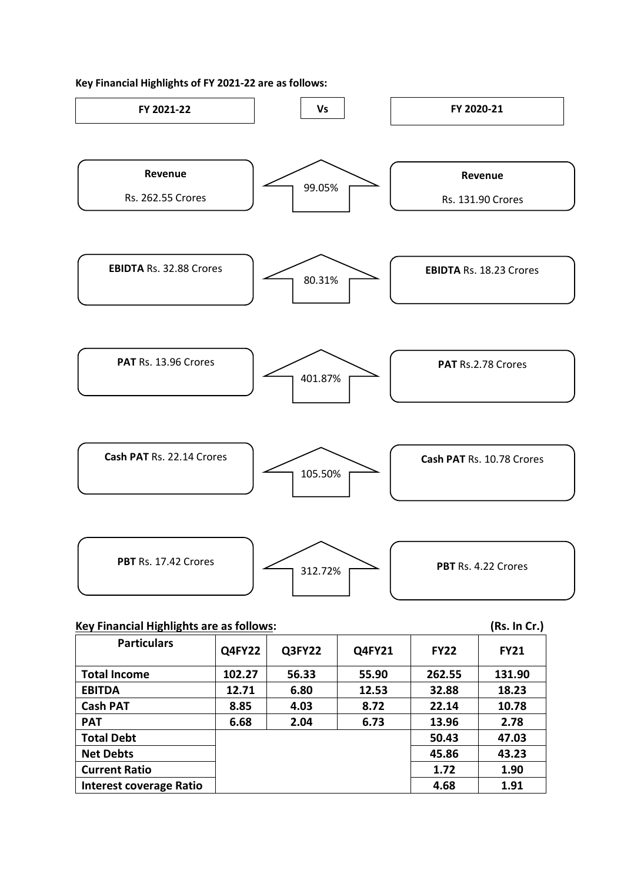**Key Financial Highlights of FY 2021-22 are as follows:**

| FY 2021-22 | Vs | FY 2020-21 |
|---|---|---|
| **Revenue** Rs. 262.55 Crores | 99.05% | **Revenue** Rs. 131.90 Crores |
| **EBIDTA** Rs. 32.88 Crores | 80.31% | **EBIDTA** Rs. 18.23 Crores |
| **PAT** Rs. 13.96 Crores | 401.87% | **PAT** Rs.2.78 Crores |
| **Cash PAT** Rs. 22.14 Crores | 105.50% | **Cash PAT** Rs. 10.78 Crores |
| **PBT** Rs. 17.42 Crores | 312.72% | **PBT** Rs. 4.22 Crores |

**Key Financial Highlights are as follows:** **(Rs. In Cr.)**

| Particulars | Q4FY22 | Q3FY22 | Q4FY21 | FY22 | FY21 |
|---|---|---|---|---|---|
| **Total Income** | **102.27** | **56.33** | **55.90** | **262.55** | **131.90** |
| **EBITDA** | **12.71** | **6.80** | **12.53** | **32.88** | **18.23** |
| **Cash PAT** | **8.85** | **4.03** | **8.72** | **22.14** | **10.78** |
| **PAT** | **6.68** | **2.04** | **6.73** | **13.96** | **2.78** |
| **Total Debt** | | | | **50.43** | **47.03** |
| **Net Debts** | | | | **45.86** | **43.23** |
| **Current Ratio** | | | | **1.72** | **1.90** |
| **Interest coverage Ratio** | | | | **4.68** | **1.91** |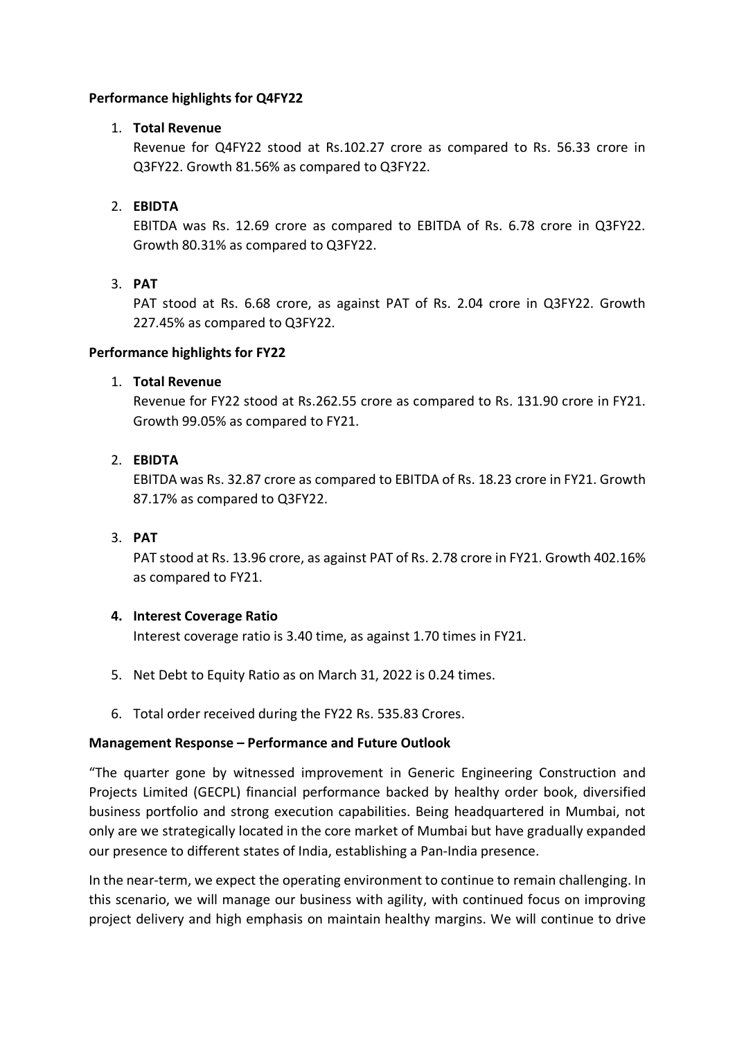**Performance highlights for Q4FY22**

1. **Total Revenue**

   Revenue for Q4FY22 stood at Rs.102.27 crore as compared to Rs. 56.33 crore in Q3FY22. Growth 81.56% as compared to Q3FY22.

2. **EBIDTA**

   EBITDA was Rs. 12.69 crore as compared to EBITDA of Rs. 6.78 crore in Q3FY22. Growth 80.31% as compared to Q3FY22.

3. **PAT**

   PAT stood at Rs. 6.68 crore, as against PAT of Rs. 2.04 crore in Q3FY22. Growth 227.45% as compared to Q3FY22.

**Performance highlights for FY22**

1. **Total Revenue**

   Revenue for FY22 stood at Rs.262.55 crore as compared to Rs. 131.90 crore in FY21. Growth 99.05% as compared to FY21.

2. **EBIDTA**

   EBITDA was Rs. 32.87 crore as compared to EBITDA of Rs. 18.23 crore in FY21. Growth 87.17% as compared to Q3FY22.

3. **PAT**

   PAT stood at Rs. 13.96 crore, as against PAT of Rs. 2.78 crore in FY21. Growth 402.16% as compared to FY21.

4. **Interest Coverage Ratio**

   Interest coverage ratio is 3.40 time, as against 1.70 times in FY21.

5. Net Debt to Equity Ratio as on March 31, 2022 is 0.24 times.

6. Total order received during the FY22 Rs. 535.83 Crores.

**Management Response – Performance and Future Outlook**

"The quarter gone by witnessed improvement in Generic Engineering Construction and Projects Limited (GECPL) financial performance backed by healthy order book, diversified business portfolio and strong execution capabilities. Being headquartered in Mumbai, not only are we strategically located in the core market of Mumbai but have gradually expanded our presence to different states of India, establishing a Pan-India presence.

In the near-term, we expect the operating environment to continue to remain challenging. In this scenario, we will manage our business with agility, with continued focus on improving project delivery and high emphasis on maintain healthy margins. We will continue to drive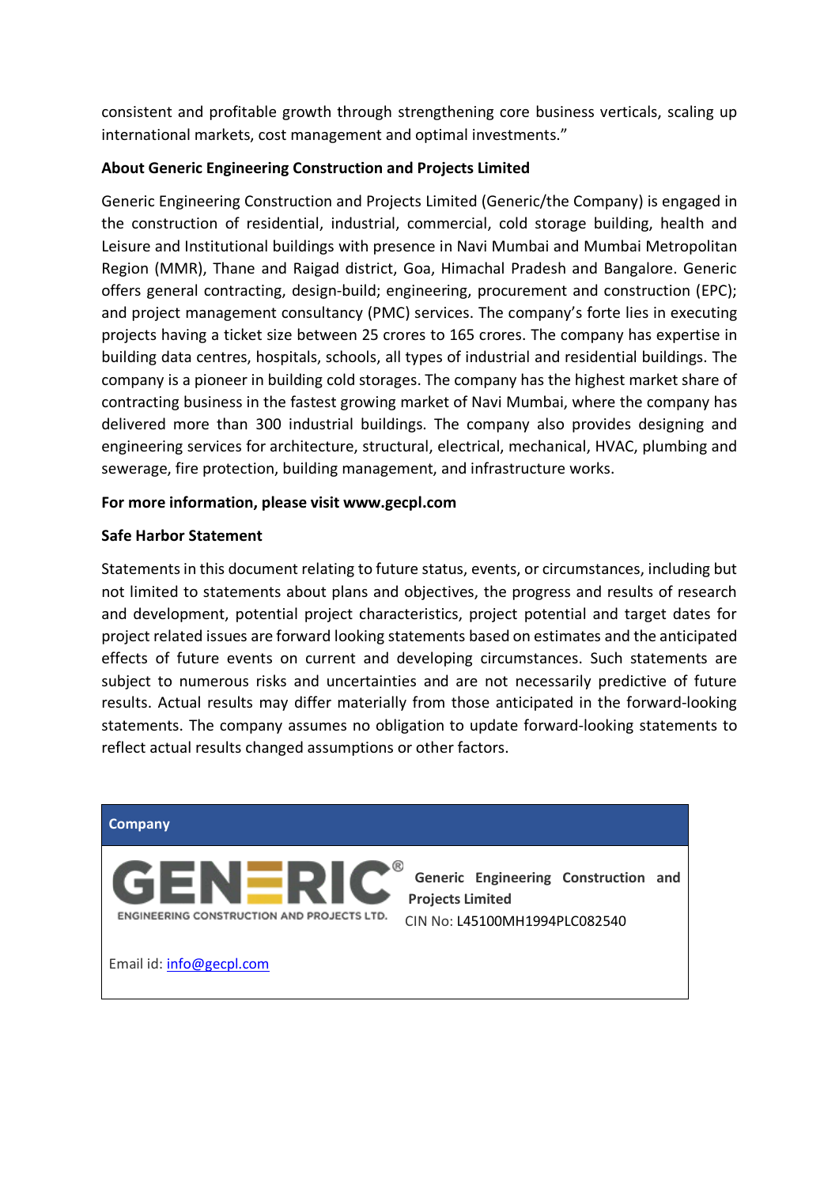consistent and profitable growth through strengthening core business verticals, scaling up international markets, cost management and optimal investments."

**About Generic Engineering Construction and Projects Limited**

Generic Engineering Construction and Projects Limited (Generic/the Company) is engaged in the construction of residential, industrial, commercial, cold storage building, health and Leisure and Institutional buildings with presence in Navi Mumbai and Mumbai Metropolitan Region (MMR), Thane and Raigad district, Goa, Himachal Pradesh and Bangalore. Generic offers general contracting, design-build; engineering, procurement and construction (EPC); and project management consultancy (PMC) services. The company's forte lies in executing projects having a ticket size between 25 crores to 165 crores. The company has expertise in building data centres, hospitals, schools, all types of industrial and residential buildings. The company is a pioneer in building cold storages. The company has the highest market share of contracting business in the fastest growing market of Navi Mumbai, where the company has delivered more than 300 industrial buildings. The company also provides designing and engineering services for architecture, structural, electrical, mechanical, HVAC, plumbing and sewerage, fire protection, building management, and infrastructure works.

**For more information, please visit www.gecpl.com**

**Safe Harbor Statement**

Statements in this document relating to future status, events, or circumstances, including but not limited to statements about plans and objectives, the progress and results of research and development, potential project characteristics, project potential and target dates for project related issues are forward looking statements based on estimates and the anticipated effects of future events on current and developing circumstances. Such statements are subject to numerous risks and uncertainties and are not necessarily predictive of future results. Actual results may differ materially from those anticipated in the forward-looking statements. The company assumes no obligation to update forward-looking statements to reflect actual results changed assumptions or other factors.

**Company**

GENERIC® ENGINEERING CONSTRUCTION AND PROJECTS LTD.

**Generic Engineering Construction and Projects Limited**
CIN No: L45100MH1994PLC082540

Email id: info@gecpl.com